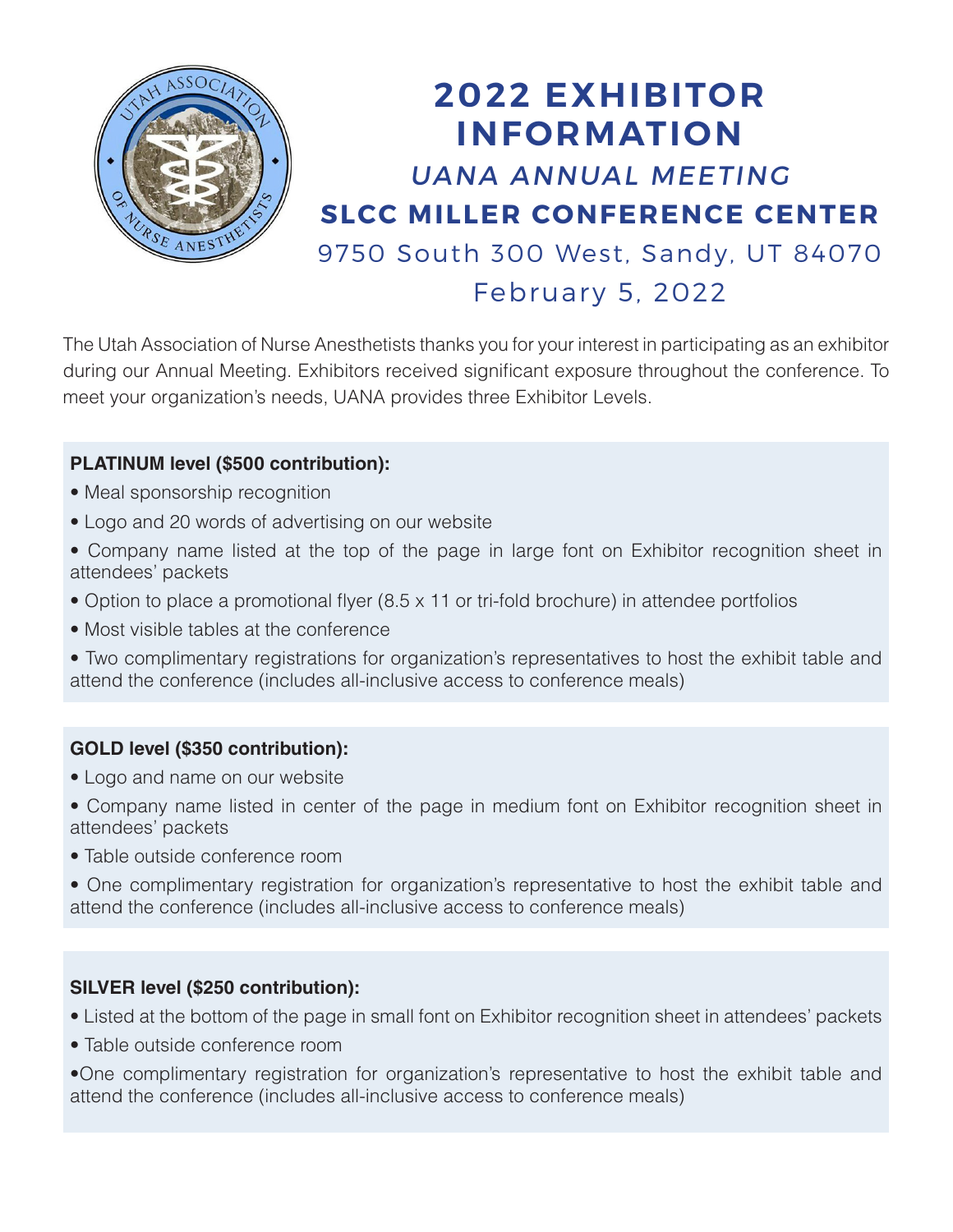# 2022 EXHIBITOR INFORMATION

## *UANA ANNUAL MEETING*

## SLCC MILLER CONFERENCE CENTER

9750 South 300 West, Sandy, UT 84070

February 5, 2022

The Utah Association of Nurse Anesthetists thanks you for your interest in participating as an exhibitor during our Annual Meeting. Exhibitors received significant exposure throughout the conference. To meet your organization's needs, UANA provides three Exhibitor Levels.

**PLATINUM level ($500 contribution):**

- Meal sponsorship recognition
- Logo and 20 words of advertising on our website
- Company name listed at the top of the page in large font on Exhibitor recognition sheet in attendees' packets
- Option to place a promotional flyer (8.5 x 11 or tri-fold brochure) in attendee portfolios
- Most visible tables at the conference
- Two complimentary registrations for organization's representatives to host the exhibit table and attend the conference (includes all-inclusive access to conference meals)

**GOLD level ($350 contribution):**

- Logo and name on our website
- Company name listed in center of the page in medium font on Exhibitor recognition sheet in attendees' packets
- Table outside conference room
- One complimentary registration for organization's representative to host the exhibit table and attend the conference (includes all-inclusive access to conference meals)

**SILVER level ($250 contribution):**

- Listed at the bottom of the page in small font on Exhibitor recognition sheet in attendees' packets
- Table outside conference room
- One complimentary registration for organization's representative to host the exhibit table and attend the conference (includes all-inclusive access to conference meals)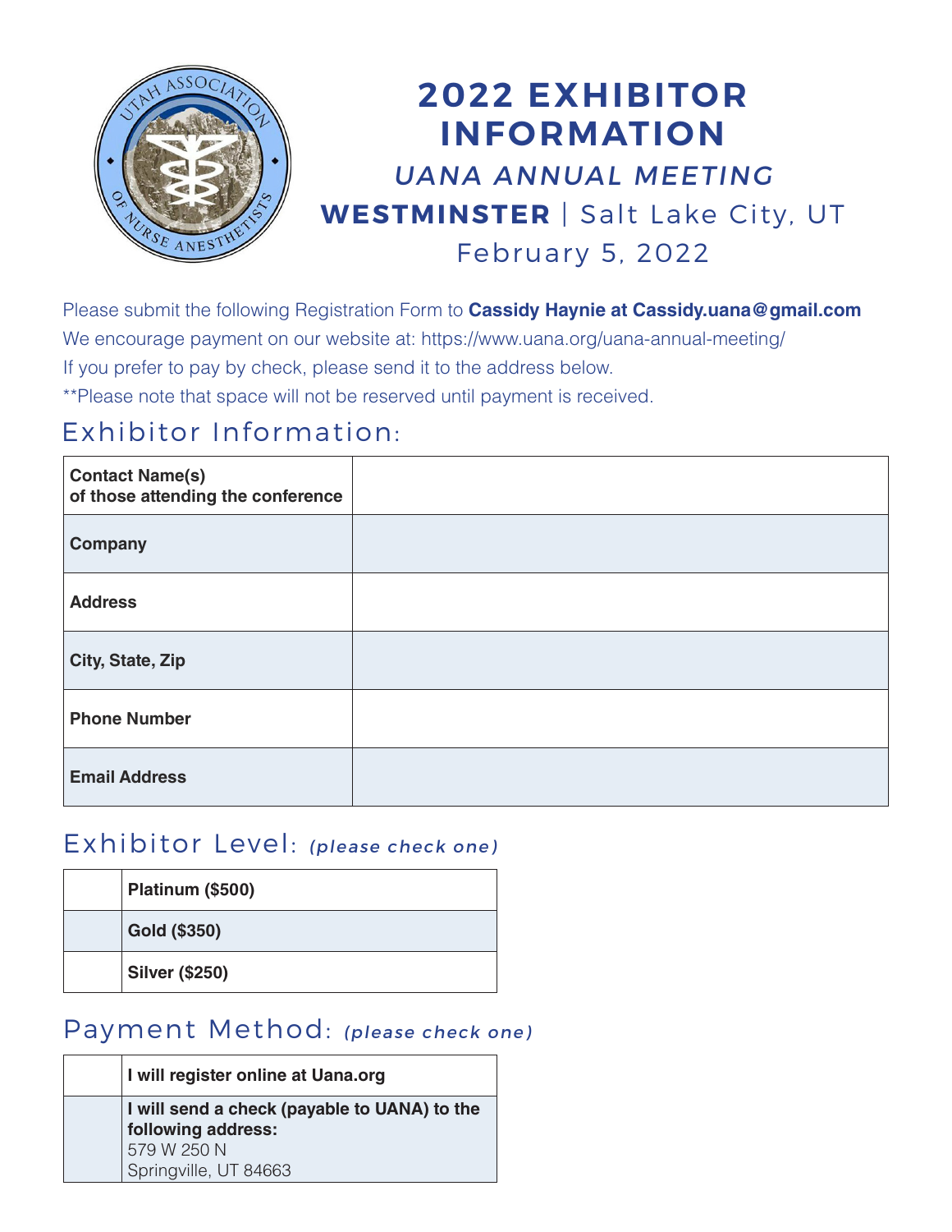# 2022 EXHIBITOR INFORMATION

## *UANA ANNUAL MEETING*

**WESTMINSTER** | Salt Lake City, UT

February 5, 2022

Please submit the following Registration Form to **Cassidy Haynie at Cassidy.uana@gmail.com**

We encourage payment on our website at: https://www.uana.org/uana-annual-meeting/

If you prefer to pay by check, please send it to the address below.

**Please note that space will not be reserved until payment is received.

## Exhibitor Information:

| | |
|---|---|
| **Contact Name(s) of those attending the conference** | |
| **Company** | |
| **Address** | |
| **City, State, Zip** | |
| **Phone Number** | |
| **Email Address** | |

## Exhibitor Level: *(please check one)*

| | |
|---|---|
| | **Platinum ($500)** |
| | **Gold ($350)** |
| | **Silver ($250)** |

## Payment Method: *(please check one)*

| | |
|---|---|
| | **I will register online at Uana.org** |
| | **I will send a check (payable to UANA) to the following address:** 579 W 250 N Springville, UT 84663 |